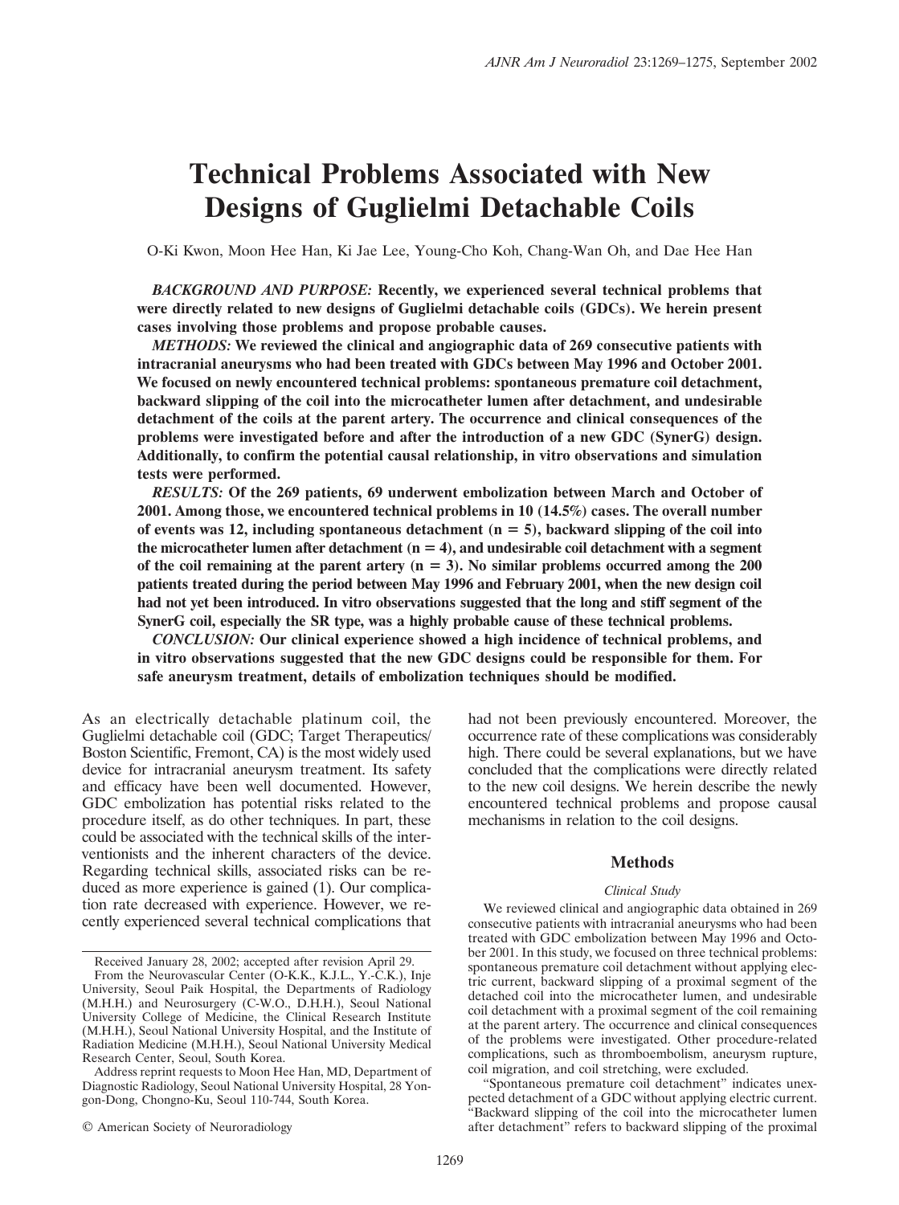# Technical Problems Associated with New Designs of Guglielmi Detachable Coils

O-Ki Kwon, Moon Hee Han, Ki Jae Lee, Young-Cho Koh, Chang-Wan Oh, and Dae Hee Han

***BACKGROUND AND PURPOSE:*** **Recently, we experienced several technical problems that were directly related to new designs of Guglielmi detachable coils (GDCs). We herein present cases involving those problems and propose probable causes.**

***METHODS:*** **We reviewed the clinical and angiographic data of 269 consecutive patients with intracranial aneurysms who had been treated with GDCs between May 1996 and October 2001. We focused on newly encountered technical problems: spontaneous premature coil detachment, backward slipping of the coil into the microcatheter lumen after detachment, and undesirable detachment of the coils at the parent artery. The occurrence and clinical consequences of the problems were investigated before and after the introduction of a new GDC (SynerG) design. Additionally, to confirm the potential causal relationship, in vitro observations and simulation tests were performed.**

***RESULTS:*** **Of the 269 patients, 69 underwent embolization between March and October of 2001. Among those, we encountered technical problems in 10 (14.5%) cases. The overall number of events was 12, including spontaneous detachment ($n = 5$), backward slipping of the coil into the microcatheter lumen after detachment ($n = 4$), and undesirable coil detachment with a segment of the coil remaining at the parent artery ($n = 3$). No similar problems occurred among the 200 patients treated during the period between May 1996 and February 2001, when the new design coil had not yet been introduced. In vitro observations suggested that the long and stiff segment of the SynerG coil, especially the SR type, was a highly probable cause of these technical problems.**

***CONCLUSION:*** **Our clinical experience showed a high incidence of technical problems, and in vitro observations suggested that the new GDC designs could be responsible for them. For safe aneurysm treatment, details of embolization techniques should be modified.**

As an electrically detachable platinum coil, the Guglielmi detachable coil (GDC; Target Therapeutics/Boston Scientific, Fremont, CA) is the most widely used device for intracranial aneurysm treatment. Its safety and efficacy have been well documented. However, GDC embolization has potential risks related to the procedure itself, as do other techniques. In part, these could be associated with the technical skills of the interventionists and the inherent characters of the device. Regarding technical skills, associated risks can be reduced as more experience is gained (1). Our complication rate decreased with experience. However, we recently experienced several technical complications that had not been previously encountered. Moreover, the occurrence rate of these complications was considerably high. There could be several explanations, but we have concluded that the complications were directly related to the new coil designs. We herein describe the newly encountered technical problems and propose causal mechanisms in relation to the coil designs.

Received January 28, 2002; accepted after revision April 29.

From the Neurovascular Center (O-K.K., K.J.L., Y.-C.K.), Inje University, Seoul Paik Hospital, the Departments of Radiology (M.H.H.) and Neurosurgery (C-W.O., D.H.H.), Seoul National University College of Medicine, the Clinical Research Institute (M.H.H.), Seoul National University Hospital, and the Institute of Radiation Medicine (M.H.H.), Seoul National University Medical Research Center, Seoul, South Korea.

Address reprint requests to Moon Hee Han, MD, Department of Diagnostic Radiology, Seoul National University Hospital, 28 Yongon-Dong, Chongno-Ku, Seoul 110-744, South Korea.

© American Society of Neuroradiology

## Methods

### *Clinical Study*

We reviewed clinical and angiographic data obtained in 269 consecutive patients with intracranial aneurysms who had been treated with GDC embolization between May 1996 and October 2001. In this study, we focused on three technical problems: spontaneous premature coil detachment without applying electric current, backward slipping of a proximal segment of the detached coil into the microcatheter lumen, and undesirable coil detachment with a proximal segment of the coil remaining at the parent artery. The occurrence and clinical consequences of the problems were investigated. Other procedure-related complications, such as thromboembolism, aneurysm rupture, coil migration, and coil stretching, were excluded.

"Spontaneous premature coil detachment" indicates unexpected detachment of a GDC without applying electric current. "Backward slipping of the coil into the microcatheter lumen after detachment" refers to backward slipping of the proximal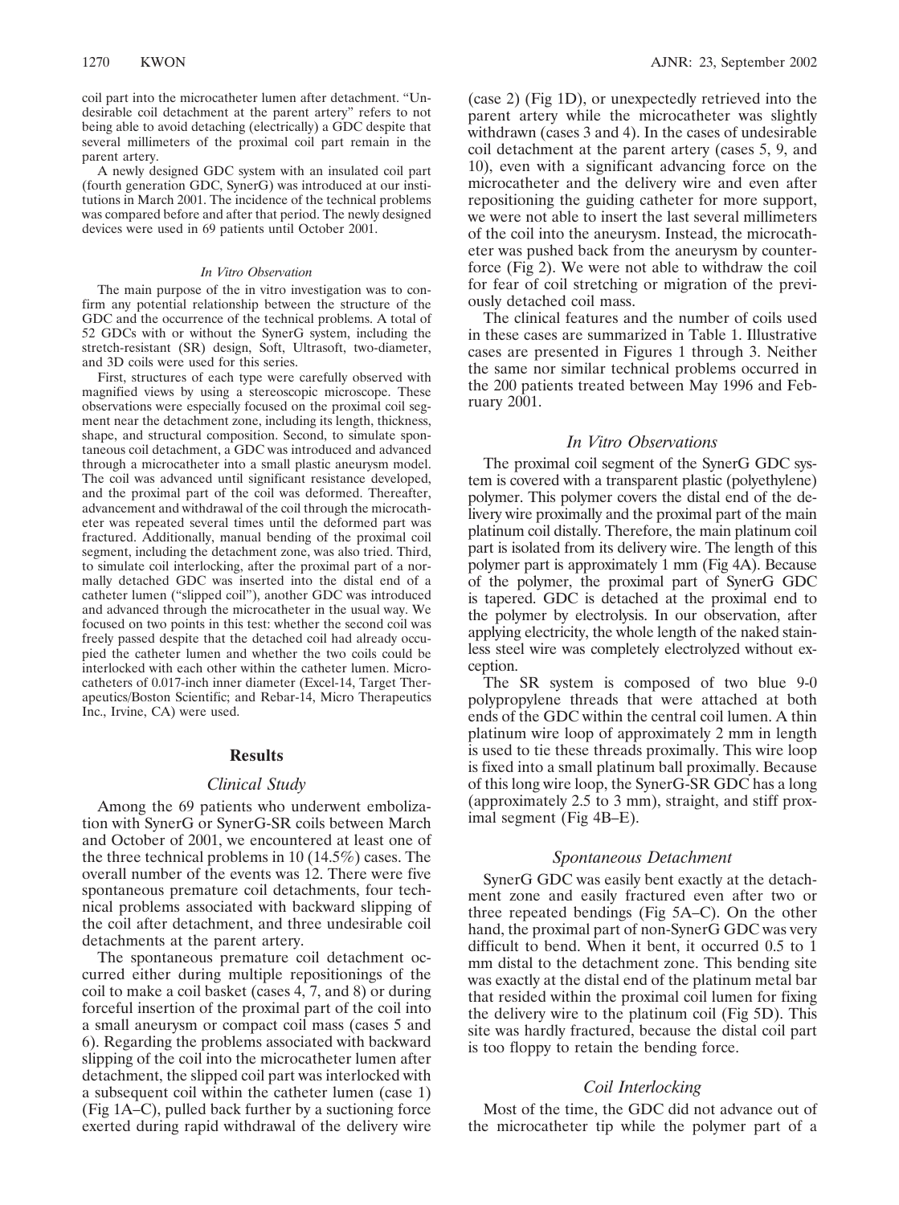coil part into the microcatheter lumen after detachment. "Undesirable coil detachment at the parent artery" refers to not being able to avoid detaching (electrically) a GDC despite that several millimeters of the proximal coil part remain in the parent artery.

A newly designed GDC system with an insulated coil part (fourth generation GDC, SynerG) was introduced at our institutions in March 2001. The incidence of the technical problems was compared before and after that period. The newly designed devices were used in 69 patients until October 2001.

#### *In Vitro Observation*

The main purpose of the in vitro investigation was to confirm any potential relationship between the structure of the GDC and the occurrence of the technical problems. A total of 52 GDCs with or without the SynerG system, including the stretch-resistant (SR) design, Soft, Ultrasoft, two-diameter, and 3D coils were used for this series.

First, structures of each type were carefully observed with magnified views by using a stereoscopic microscope. These observations were especially focused on the proximal coil segment near the detachment zone, including its length, thickness, shape, and structural composition. Second, to simulate spontaneous coil detachment, a GDC was introduced and advanced through a microcatheter into a small plastic aneurysm model. The coil was advanced until significant resistance developed, and the proximal part of the coil was deformed. Thereafter, advancement and withdrawal of the coil through the microcatheter was repeated several times until the deformed part was fractured. Additionally, manual bending of the proximal coil segment, including the detachment zone, was also tried. Third, to simulate coil interlocking, after the proximal part of a normally detached GDC was inserted into the distal end of a catheter lumen ("slipped coil"), another GDC was introduced and advanced through the microcatheter in the usual way. We focused on two points in this test: whether the second coil was freely passed despite that the detached coil had already occupied the catheter lumen and whether the two coils could be interlocked with each other within the catheter lumen. Microcatheters of 0.017-inch inner diameter (Excel-14, Target Therapeutics/Boston Scientific; and Rebar-14, Micro Therapeutics Inc., Irvine, CA) were used.

## Results

### *Clinical Study*

Among the 69 patients who underwent embolization with SynerG or SynerG-SR coils between March and October of 2001, we encountered at least one of the three technical problems in 10 (14.5%) cases. The overall number of the events was 12. There were five spontaneous premature coil detachments, four technical problems associated with backward slipping of the coil after detachment, and three undesirable coil detachments at the parent artery.

The spontaneous premature coil detachment occurred either during multiple repositionings of the coil to make a coil basket (cases 4, 7, and 8) or during forceful insertion of the proximal part of the coil into a small aneurysm or compact coil mass (cases 5 and 6). Regarding the problems associated with backward slipping of the coil into the microcatheter lumen after detachment, the slipped coil part was interlocked with a subsequent coil within the catheter lumen (case 1) (Fig 1A–C), pulled back further by a suctioning force exerted during rapid withdrawal of the delivery wire (case 2) (Fig 1D), or unexpectedly retrieved into the parent artery while the microcatheter was slightly withdrawn (cases 3 and 4). In the cases of undesirable coil detachment at the parent artery (cases 5, 9, and 10), even with a significant advancing force on the microcatheter and the delivery wire and even after repositioning the guiding catheter for more support, we were not able to insert the last several millimeters of the coil into the aneurysm. Instead, the microcatheter was pushed back from the aneurysm by counterforce (Fig 2). We were not able to withdraw the coil for fear of coil stretching or migration of the previously detached coil mass.

The clinical features and the number of coils used in these cases are summarized in Table 1. Illustrative cases are presented in Figures 1 through 3. Neither the same nor similar technical problems occurred in the 200 patients treated between May 1996 and February 2001.

### *In Vitro Observations*

The proximal coil segment of the SynerG GDC system is covered with a transparent plastic (polyethylene) polymer. This polymer covers the distal end of the delivery wire proximally and the proximal part of the main platinum coil distally. Therefore, the main platinum coil part is isolated from its delivery wire. The length of this polymer part is approximately 1 mm (Fig 4A). Because of the polymer, the proximal part of SynerG GDC is tapered. GDC is detached at the proximal end to the polymer by electrolysis. In our observation, after applying electricity, the whole length of the naked stainless steel wire was completely electrolyzed without exception.

The SR system is composed of two blue 9-0 polypropylene threads that were attached at both ends of the GDC within the central coil lumen. A thin platinum wire loop of approximately 2 mm in length is used to tie these threads proximally. This wire loop is fixed into a small platinum ball proximally. Because of this long wire loop, the SynerG-SR GDC has a long (approximately 2.5 to 3 mm), straight, and stiff proximal segment (Fig 4B–E).

### *Spontaneous Detachment*

SynerG GDC was easily bent exactly at the detachment zone and easily fractured even after two or three repeated bendings (Fig 5A–C). On the other hand, the proximal part of non-SynerG GDC was very difficult to bend. When it bent, it occurred 0.5 to 1 mm distal to the detachment zone. This bending site was exactly at the distal end of the platinum metal bar that resided within the proximal coil lumen for fixing the delivery wire to the platinum coil (Fig 5D). This site was hardly fractured, because the distal coil part is too floppy to retain the bending force.

### *Coil Interlocking*

Most of the time, the GDC did not advance out of the microcatheter tip while the polymer part of a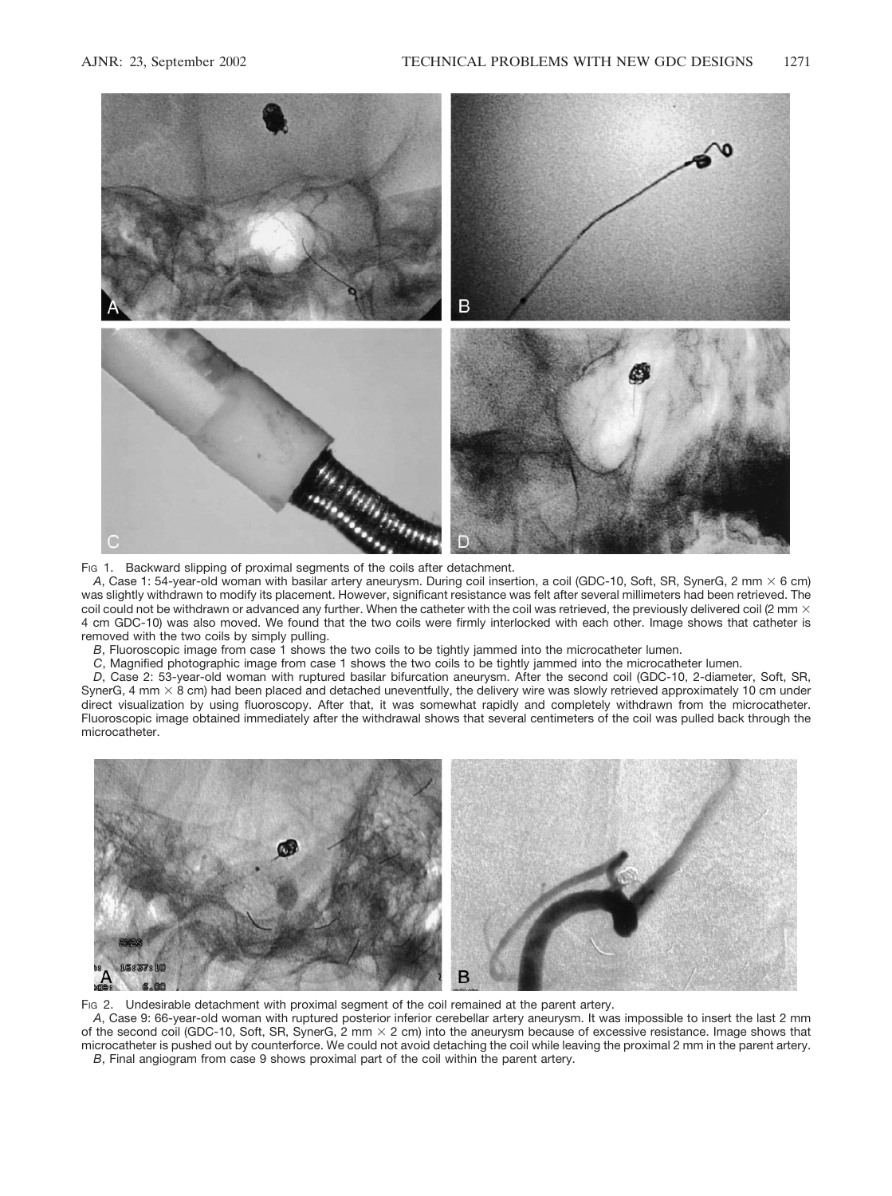Fig 1. Backward slipping of proximal segments of the coils after detachment.

*A*, Case 1: 54-year-old woman with basilar artery aneurysm. During coil insertion, a coil (GDC-10, Soft, SR, SynerG, 2 mm × 6 cm) was slightly withdrawn to modify its placement. However, significant resistance was felt after several millimeters had been retrieved. The coil could not be withdrawn or advanced any further. When the catheter with the coil was retrieved, the previously delivered coil (2 mm × 4 cm GDC-10) was also moved. We found that the two coils were firmly interlocked with each other. Image shows that catheter is removed with the two coils by simply pulling.

*B*, Fluoroscopic image from case 1 shows the two coils to be tightly jammed into the microcatheter lumen.

*C*, Magnified photographic image from case 1 shows the two coils to be tightly jammed into the microcatheter lumen.

*D*, Case 2: 53-year-old woman with ruptured basilar bifurcation aneurysm. After the second coil (GDC-10, 2-diameter, Soft, SR, SynerG, 4 mm × 8 cm) had been placed and detached uneventfully, the delivery wire was slowly retrieved approximately 10 cm under direct visualization by using fluoroscopy. After that, it was somewhat rapidly and completely withdrawn from the microcatheter. Fluoroscopic image obtained immediately after the withdrawal shows that several centimeters of the coil was pulled back through the microcatheter.

Fig 2. Undesirable detachment with proximal segment of the coil remained at the parent artery.

*A*, Case 9: 66-year-old woman with ruptured posterior inferior cerebellar artery aneurysm. It was impossible to insert the last 2 mm of the second coil (GDC-10, Soft, SR, SynerG, 2 mm × 2 cm) into the aneurysm because of excessive resistance. Image shows that microcatheter is pushed out by counterforce. We could not avoid detaching the coil while leaving the proximal 2 mm in the parent artery.

*B*, Final angiogram from case 9 shows proximal part of the coil within the parent artery.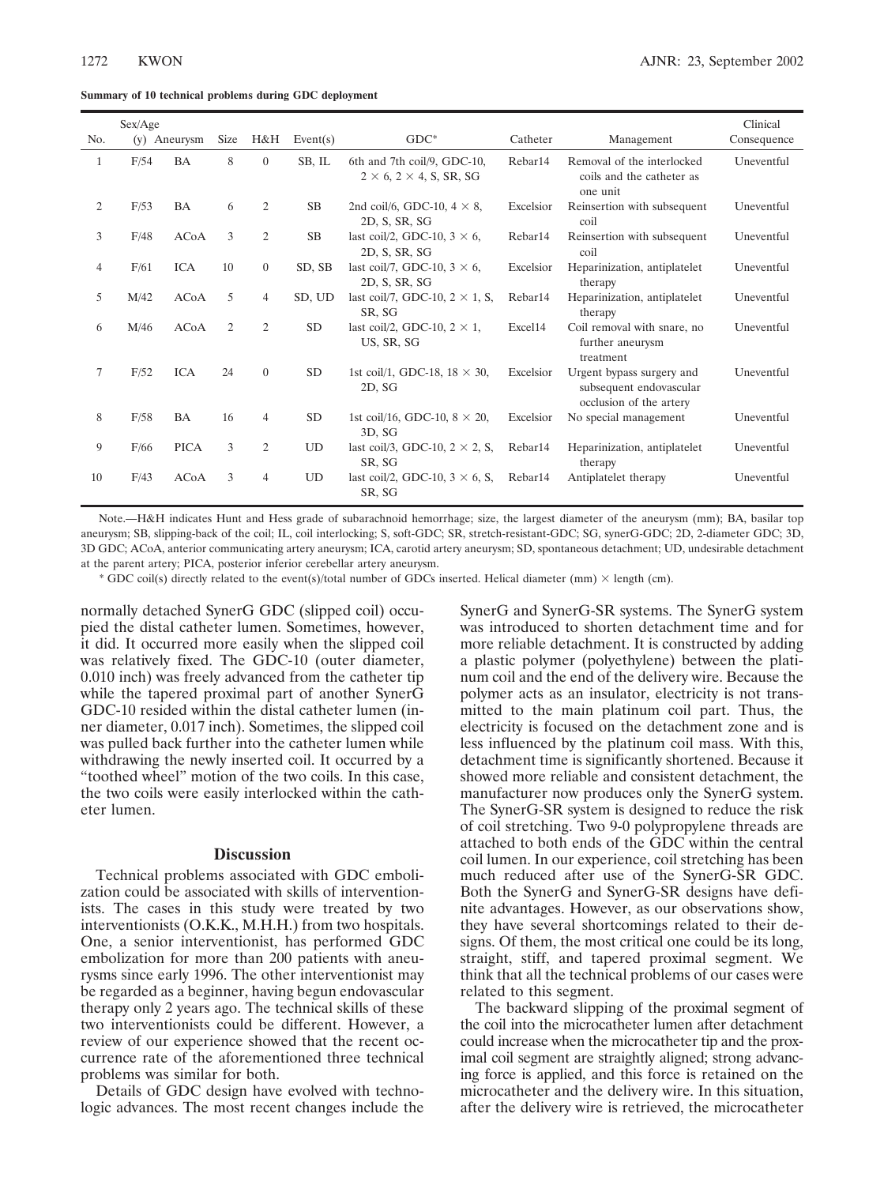**Summary of 10 technical problems during GDC deployment**

| No. | Sex/Age (y) | Aneurysm | Size | H&H | Event(s) | GDC* | Catheter | Management | Clinical Consequence |
|---|---|---|---|---|---|---|---|---|---|
| 1 | F/54 | BA | 8 | 0 | SB, IL | 6th and 7th coil/9, GDC-10, 2 × 6, 2 × 4, S, SR, SG | Rebar14 | Removal of the interlocked coils and the catheter as one unit | Uneventful |
| 2 | F/53 | BA | 6 | 2 | SB | 2nd coil/6, GDC-10, 4 × 8, 2D, S, SR, SG | Excelsior | Reinsertion with subsequent coil | Uneventful |
| 3 | F/48 | ACoA | 3 | 2 | SB | last coil/2, GDC-10, 3 × 6, 2D, S, SR, SG | Rebar14 | Reinsertion with subsequent coil | Uneventful |
| 4 | F/61 | ICA | 10 | 0 | SD, SB | last coil/7, GDC-10, 3 × 6, 2D, S, SR, SG | Excelsior | Heparinization, antiplatelet therapy | Uneventful |
| 5 | M/42 | ACoA | 5 | 4 | SD, UD | last coil/7, GDC-10, 2 × 1, S, SR, SG | Rebar14 | Heparinization, antiplatelet therapy | Uneventful |
| 6 | M/46 | ACoA | 2 | 2 | SD | last coil/2, GDC-10, 2 × 1, US, SR, SG | Excel14 | Coil removal with snare, no further aneurysm treatment | Uneventful |
| 7 | F/52 | ICA | 24 | 0 | SD | 1st coil/1, GDC-18, 18 × 30, 2D, SG | Excelsior | Urgent bypass surgery and subsequent endovascular occlusion of the artery | Uneventful |
| 8 | F/58 | BA | 16 | 4 | SD | 1st coil/16, GDC-10, 8 × 20, 3D, SG | Excelsior | No special management | Uneventful |
| 9 | F/66 | PICA | 3 | 2 | UD | last coil/3, GDC-10, 2 × 2, S, SR, SG | Rebar14 | Heparinization, antiplatelet therapy | Uneventful |
| 10 | F/43 | ACoA | 3 | 4 | UD | last coil/2, GDC-10, 3 × 6, S, SR, SG | Rebar14 | Antiplatelet therapy | Uneventful |

Note.—H&H indicates Hunt and Hess grade of subarachnoid hemorrhage; size, the largest diameter of the aneurysm (mm); BA, basilar top aneurysm; SB, slipping-back of the coil; IL, coil interlocking; S, soft-GDC; SR, stretch-resistant-GDC; SG, synerG-GDC; 2D, 2-diameter GDC; 3D, 3D GDC; ACoA, anterior communicating artery aneurysm; ICA, carotid artery aneurysm; SD, spontaneous detachment; UD, undesirable detachment at the parent artery; PICA, posterior inferior cerebellar artery aneurysm.

\* GDC coil(s) directly related to the event(s)/total number of GDCs inserted. Helical diameter (mm) × length (cm).

normally detached SynerG GDC (slipped coil) occupied the distal catheter lumen. Sometimes, however, it did. It occurred more easily when the slipped coil was relatively fixed. The GDC-10 (outer diameter, 0.010 inch) was freely advanced from the catheter tip while the tapered proximal part of another SynerG GDC-10 resided within the distal catheter lumen (inner diameter, 0.017 inch). Sometimes, the slipped coil was pulled back further into the catheter lumen while withdrawing the newly inserted coil. It occurred by a "toothed wheel" motion of the two coils. In this case, the two coils were easily interlocked within the catheter lumen.

## Discussion

Technical problems associated with GDC embolization could be associated with skills of interventionists. The cases in this study were treated by two interventionists (O.K.K., M.H.H.) from two hospitals. One, a senior interventionist, has performed GDC embolization for more than 200 patients with aneurysms since early 1996. The other interventionist may be regarded as a beginner, having begun endovascular therapy only 2 years ago. The technical skills of these two interventionists could be different. However, a review of our experience showed that the recent occurrence rate of the aforementioned three technical problems was similar for both.

Details of GDC design have evolved with technologic advances. The most recent changes include the SynerG and SynerG-SR systems. The SynerG system was introduced to shorten detachment time and for more reliable detachment. It is constructed by adding a plastic polymer (polyethylene) between the platinum coil and the end of the delivery wire. Because the polymer acts as an insulator, electricity is not transmitted to the main platinum coil part. Thus, the electricity is focused on the detachment zone and is less influenced by the platinum coil mass. With this, detachment time is significantly shortened. Because it showed more reliable and consistent detachment, the manufacturer now produces only the SynerG system. The SynerG-SR system is designed to reduce the risk of coil stretching. Two 9-0 polypropylene threads are attached to both ends of the GDC within the central coil lumen. In our experience, coil stretching has been much reduced after use of the SynerG-SR GDC. Both the SynerG and SynerG-SR designs have definite advantages. However, as our observations show, they have several shortcomings related to their designs. Of them, the most critical one could be its long, straight, stiff, and tapered proximal segment. We think that all the technical problems of our cases were related to this segment.

The backward slipping of the proximal segment of the coil into the microcatheter lumen after detachment could increase when the microcatheter tip and the proximal coil segment are straightly aligned; strong advancing force is applied, and this force is retained on the microcatheter and the delivery wire. In this situation, after the delivery wire is retrieved, the microcatheter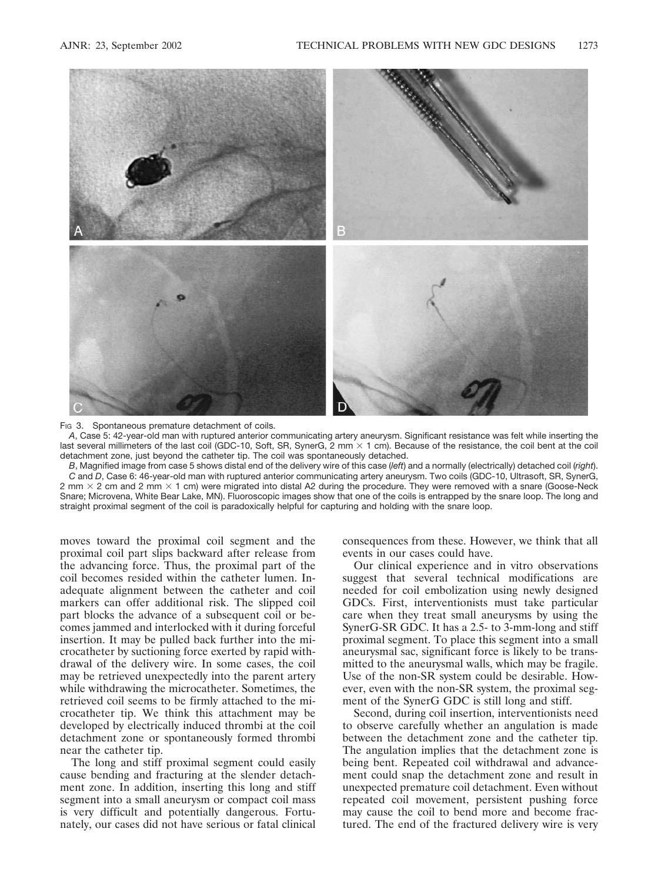FIG 3. Spontaneous premature detachment of coils.

*A*, Case 5: 42-year-old man with ruptured anterior communicating artery aneurysm. Significant resistance was felt while inserting the last several millimeters of the last coil (GDC-10, Soft, SR, SynerG, 2 mm × 1 cm). Because of the resistance, the coil bent at the coil detachment zone, just beyond the catheter tip. The coil was spontaneously detached.

*B*, Magnified image from case 5 shows distal end of the delivery wire of this case (*left*) and a normally (electrically) detached coil (*right*).

*C* and *D*, Case 6: 46-year-old man with ruptured anterior communicating artery aneurysm. Two coils (GDC-10, Ultrasoft, SR, SynerG, 2 mm × 2 cm and 2 mm × 1 cm) were migrated into distal A2 during the procedure. They were removed with a snare (Goose-Neck Snare; Microvena, White Bear Lake, MN). Fluoroscopic images show that one of the coils is entrapped by the snare loop. The long and straight proximal segment of the coil is paradoxically helpful for capturing and holding with the snare loop.

moves toward the proximal coil segment and the proximal coil part slips backward after release from the advancing force. Thus, the proximal part of the coil becomes resided within the catheter lumen. Inadequate alignment between the catheter and coil markers can offer additional risk. The slipped coil part blocks the advance of a subsequent coil or becomes jammed and interlocked with it during forceful insertion. It may be pulled back further into the microcatheter by suctioning force exerted by rapid withdrawal of the delivery wire. In some cases, the coil may be retrieved unexpectedly into the parent artery while withdrawing the microcatheter. Sometimes, the retrieved coil seems to be firmly attached to the microcatheter tip. We think this attachment may be developed by electrically induced thrombi at the coil detachment zone or spontaneously formed thrombi near the catheter tip.

The long and stiff proximal segment could easily cause bending and fracturing at the slender detachment zone. In addition, inserting this long and stiff segment into a small aneurysm or compact coil mass is very difficult and potentially dangerous. Fortunately, our cases did not have serious or fatal clinical consequences from these. However, we think that all events in our cases could have.

Our clinical experience and in vitro observations suggest that several technical modifications are needed for coil embolization using newly designed GDCs. First, interventionists must take particular care when they treat small aneurysms by using the SynerG-SR GDC. It has a 2.5- to 3-mm-long and stiff proximal segment. To place this segment into a small aneurysmal sac, significant force is likely to be transmitted to the aneurysmal walls, which may be fragile. Use of the non-SR system could be desirable. However, even with the non-SR system, the proximal segment of the SynerG GDC is still long and stiff.

Second, during coil insertion, interventionists need to observe carefully whether an angulation is made between the detachment zone and the catheter tip. The angulation implies that the detachment zone is being bent. Repeated coil withdrawal and advancement could snap the detachment zone and result in unexpected premature coil detachment. Even without repeated coil movement, persistent pushing force may cause the coil to bend more and become fractured. The end of the fractured delivery wire is very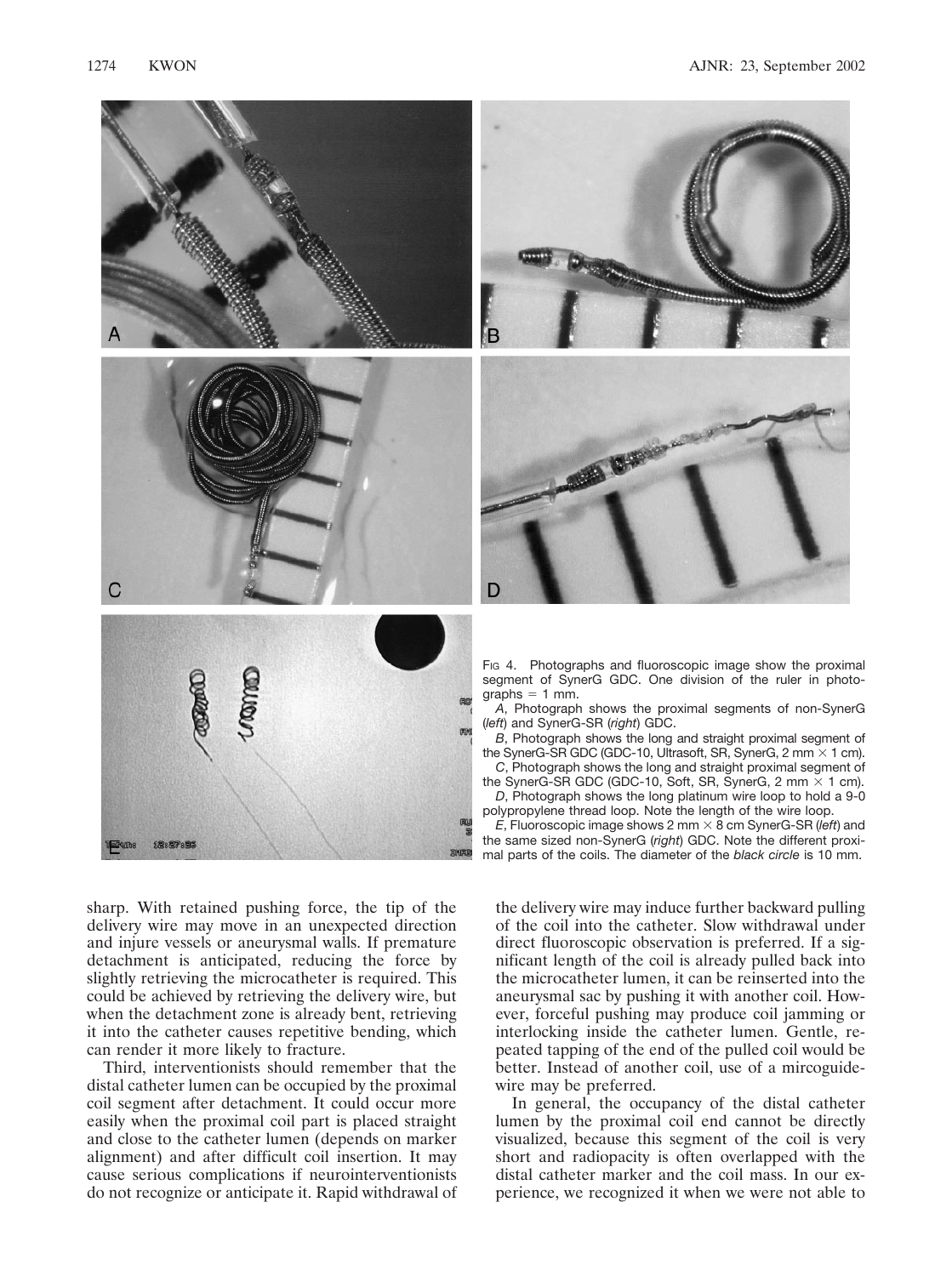FIG 4. Photographs and fluoroscopic image show the proximal segment of SynerG GDC. One division of the ruler in photographs = 1 mm.

*A*, Photograph shows the proximal segments of non-SynerG (*left*) and SynerG-SR (*right*) GDC.

*B*, Photograph shows the long and straight proximal segment of the SynerG-SR GDC (GDC-10, Ultrasoft, SR, SynerG, 2 mm × 1 cm).

*C*, Photograph shows the long and straight proximal segment of the SynerG-SR GDC (GDC-10, Soft, SR, SynerG, 2 mm × 1 cm).

*D*, Photograph shows the long platinum wire loop to hold a 9-0 polypropylene thread loop. Note the length of the wire loop.

*E*, Fluoroscopic image shows 2 mm × 8 cm SynerG-SR (*left*) and the same sized non-SynerG (*right*) GDC. Note the different proximal parts of the coils. The diameter of the *black circle* is 10 mm.

sharp. With retained pushing force, the tip of the delivery wire may move in an unexpected direction and injure vessels or aneurysmal walls. If premature detachment is anticipated, reducing the force by slightly retrieving the microcatheter is required. This could be achieved by retrieving the delivery wire, but when the detachment zone is already bent, retrieving it into the catheter causes repetitive bending, which can render it more likely to fracture.

Third, interventionists should remember that the distal catheter lumen can be occupied by the proximal coil segment after detachment. It could occur more easily when the proximal coil part is placed straight and close to the catheter lumen (depends on marker alignment) and after difficult coil insertion. It may cause serious complications if neurointerventionists do not recognize or anticipate it. Rapid withdrawal of the delivery wire may induce further backward pulling of the coil into the catheter. Slow withdrawal under direct fluoroscopic observation is preferred. If a significant length of the coil is already pulled back into the microcatheter lumen, it can be reinserted into the aneurysmal sac by pushing it with another coil. However, forceful pushing may produce coil jamming or interlocking inside the catheter lumen. Gentle, repeated tapping of the end of the pulled coil would be better. Instead of another coil, use of a mircoguidewire may be preferred.

In general, the occupancy of the distal catheter lumen by the proximal coil end cannot be directly visualized, because this segment of the coil is very short and radiopacity is often overlapped with the distal catheter marker and the coil mass. In our experience, we recognized it when we were not able to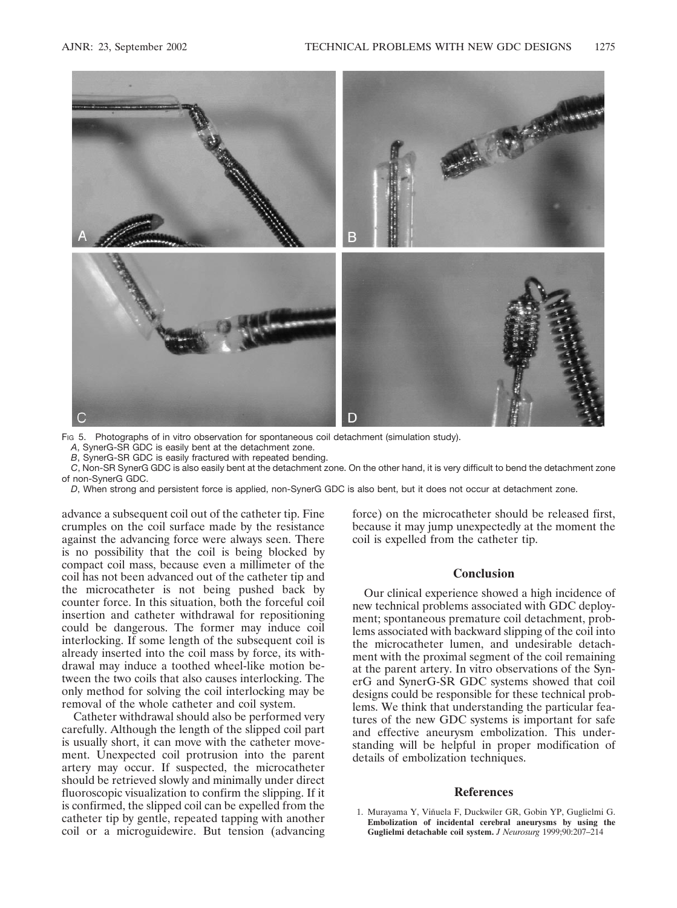Fig 5. Photographs of in vitro observation for spontaneous coil detachment (simulation study).

*A*, SynerG-SR GDC is easily bent at the detachment zone.

*B*, SynerG-SR GDC is easily fractured with repeated bending.

*C*, Non-SR SynerG GDC is also easily bent at the detachment zone. On the other hand, it is very difficult to bend the detachment zone of non-SynerG GDC.

*D*, When strong and persistent force is applied, non-SynerG GDC is also bent, but it does not occur at detachment zone.

advance a subsequent coil out of the catheter tip. Fine crumples on the coil surface made by the resistance against the advancing force were always seen. There is no possibility that the coil is being blocked by compact coil mass, because even a millimeter of the coil has not been advanced out of the catheter tip and the microcatheter is not being pushed back by counter force. In this situation, both the forceful coil insertion and catheter withdrawal for repositioning could be dangerous. The former may induce coil interlocking. If some length of the subsequent coil is already inserted into the coil mass by force, its withdrawal may induce a toothed wheel-like motion between the two coils that also causes interlocking. The only method for solving the coil interlocking may be removal of the whole catheter and coil system.

Catheter withdrawal should also be performed very carefully. Although the length of the slipped coil part is usually short, it can move with the catheter movement. Unexpected coil protrusion into the parent artery may occur. If suspected, the microcatheter should be retrieved slowly and minimally under direct fluoroscopic visualization to confirm the slipping. If it is confirmed, the slipped coil can be expelled from the catheter tip by gentle, repeated tapping with another coil or a microguidewire. But tension (advancing force) on the microcatheter should be released first, because it may jump unexpectedly at the moment the coil is expelled from the catheter tip.

## Conclusion

Our clinical experience showed a high incidence of new technical problems associated with GDC deployment; spontaneous premature coil detachment, problems associated with backward slipping of the coil into the microcatheter lumen, and undesirable detachment with the proximal segment of the coil remaining at the parent artery. In vitro observations of the SynerG and SynerG-SR GDC systems showed that coil designs could be responsible for these technical problems. We think that understanding the particular features of the new GDC systems is important for safe and effective aneurysm embolization. This understanding will be helpful in proper modification of details of embolization techniques.

## References

1. Murayama Y, Viñuela F, Duckwiler GR, Gobin YP, Guglielmi G. **Embolization of incidental cerebral aneurysms by using the Guglielmi detachable coil system.** *J Neurosurg* 1999;90:207–214